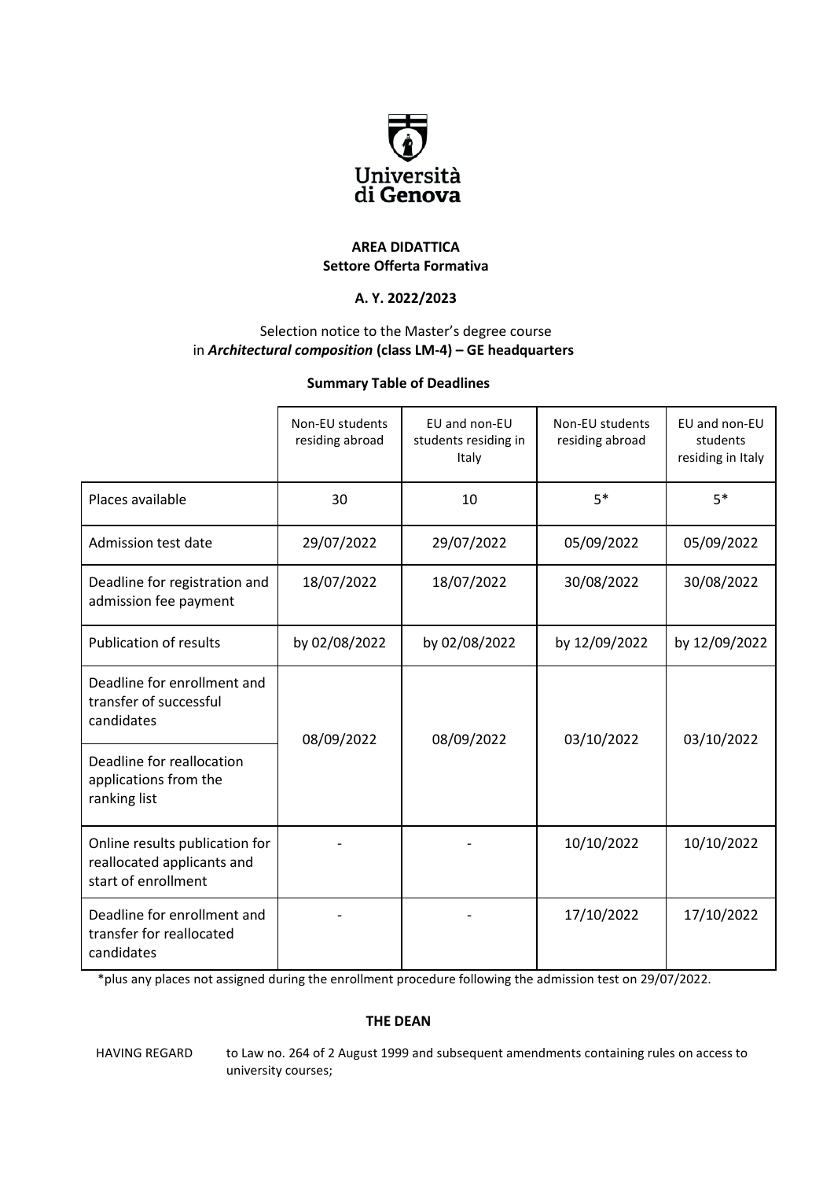Università di Genova

**AREA DIDATTICA**
**Settore Offerta Formativa**

**A. Y. 2022/2023**

Selection notice to the Master's degree course in ***Architectural composition*** **(class LM-4) – GE headquarters**

**Summary Table of Deadlines**

| | Non-EU students residing abroad | EU and non-EU students residing in Italy | Non-EU students residing abroad | EU and non-EU students residing in Italy |
|---|---|---|---|---|
| Places available | 30 | 10 | 5* | 5* |
| Admission test date | 29/07/2022 | 29/07/2022 | 05/09/2022 | 05/09/2022 |
| Deadline for registration and admission fee payment | 18/07/2022 | 18/07/2022 | 30/08/2022 | 30/08/2022 |
| Publication of results | by 02/08/2022 | by 02/08/2022 | by 12/09/2022 | by 12/09/2022 |
| Deadline for enrollment and transfer of successful candidates | 08/09/2022 | 08/09/2022 | 03/10/2022 | 03/10/2022 |
| Deadline for reallocation applications from the ranking list | 08/09/2022 | 08/09/2022 | 03/10/2022 | 03/10/2022 |
| Online results publication for reallocated applicants and start of enrollment | - | - | 10/10/2022 | 10/10/2022 |
| Deadline for enrollment and transfer for reallocated candidates | - | - | 17/10/2022 | 17/10/2022 |

*plus any places not assigned during the enrollment procedure following the admission test on 29/07/2022.

**THE DEAN**

HAVING REGARD to Law no. 264 of 2 August 1999 and subsequent amendments containing rules on access to university courses;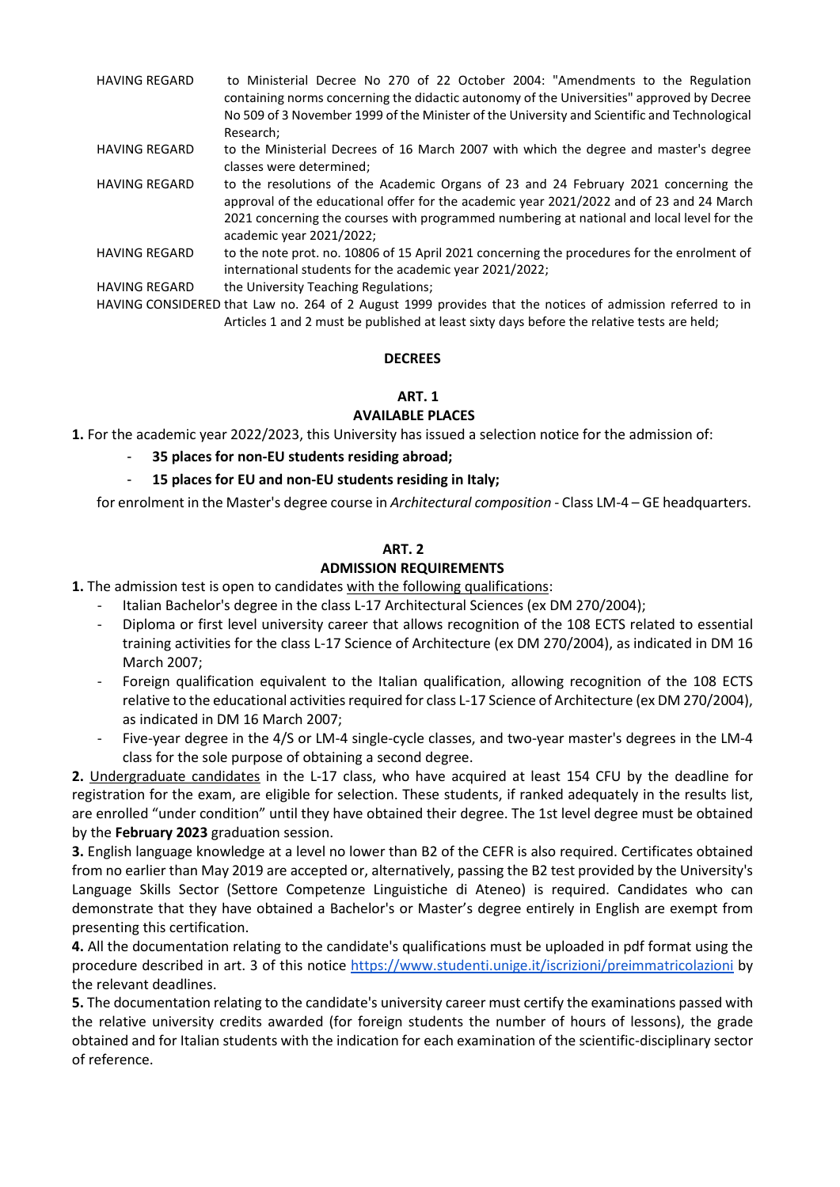HAVING REGARD to Ministerial Decree No 270 of 22 October 2004: "Amendments to the Regulation containing norms concerning the didactic autonomy of the Universities" approved by Decree No 509 of 3 November 1999 of the Minister of the University and Scientific and Technological Research;

HAVING REGARD to the Ministerial Decrees of 16 March 2007 with which the degree and master's degree classes were determined;

HAVING REGARD to the resolutions of the Academic Organs of 23 and 24 February 2021 concerning the approval of the educational offer for the academic year 2021/2022 and of 23 and 24 March 2021 concerning the courses with programmed numbering at national and local level for the academic year 2021/2022;

HAVING REGARD to the note prot. no. 10806 of 15 April 2021 concerning the procedures for the enrolment of international students for the academic year 2021/2022;

HAVING REGARD the University Teaching Regulations;

HAVING CONSIDERED that Law no. 264 of 2 August 1999 provides that the notices of admission referred to in Articles 1 and 2 must be published at least sixty days before the relative tests are held;

**DECREES**

## ART. 1

## AVAILABLE PLACES

**1.** For the academic year 2022/2023, this University has issued a selection notice for the admission of:

- **35 places for non-EU students residing abroad;**
- **15 places for EU and non-EU students residing in Italy;**

for enrolment in the Master's degree course in *Architectural composition* - Class LM-4 – GE headquarters.

## ART. 2

## ADMISSION REQUIREMENTS

**1.** The admission test is open to candidates with the following qualifications:

- Italian Bachelor's degree in the class L-17 Architectural Sciences (ex DM 270/2004);
- Diploma or first level university career that allows recognition of the 108 ECTS related to essential training activities for the class L-17 Science of Architecture (ex DM 270/2004), as indicated in DM 16 March 2007;
- Foreign qualification equivalent to the Italian qualification, allowing recognition of the 108 ECTS relative to the educational activities required for class L-17 Science of Architecture (ex DM 270/2004), as indicated in DM 16 March 2007;
- Five-year degree in the 4/S or LM-4 single-cycle classes, and two-year master's degrees in the LM-4 class for the sole purpose of obtaining a second degree.

**2.** Undergraduate candidates in the L-17 class, who have acquired at least 154 CFU by the deadline for registration for the exam, are eligible for selection. These students, if ranked adequately in the results list, are enrolled "under condition" until they have obtained their degree. The 1st level degree must be obtained by the **February 2023** graduation session.

**3.** English language knowledge at a level no lower than B2 of the CEFR is also required. Certificates obtained from no earlier than May 2019 are accepted or, alternatively, passing the B2 test provided by the University's Language Skills Sector (Settore Competenze Linguistiche di Ateneo) is required. Candidates who can demonstrate that they have obtained a Bachelor's or Master's degree entirely in English are exempt from presenting this certification.

**4.** All the documentation relating to the candidate's qualifications must be uploaded in pdf format using the procedure described in art. 3 of this notice https://www.studenti.unige.it/iscrizioni/preimmatricolazioni by the relevant deadlines.

**5.** The documentation relating to the candidate's university career must certify the examinations passed with the relative university credits awarded (for foreign students the number of hours of lessons), the grade obtained and for Italian students with the indication for each examination of the scientific-disciplinary sector of reference.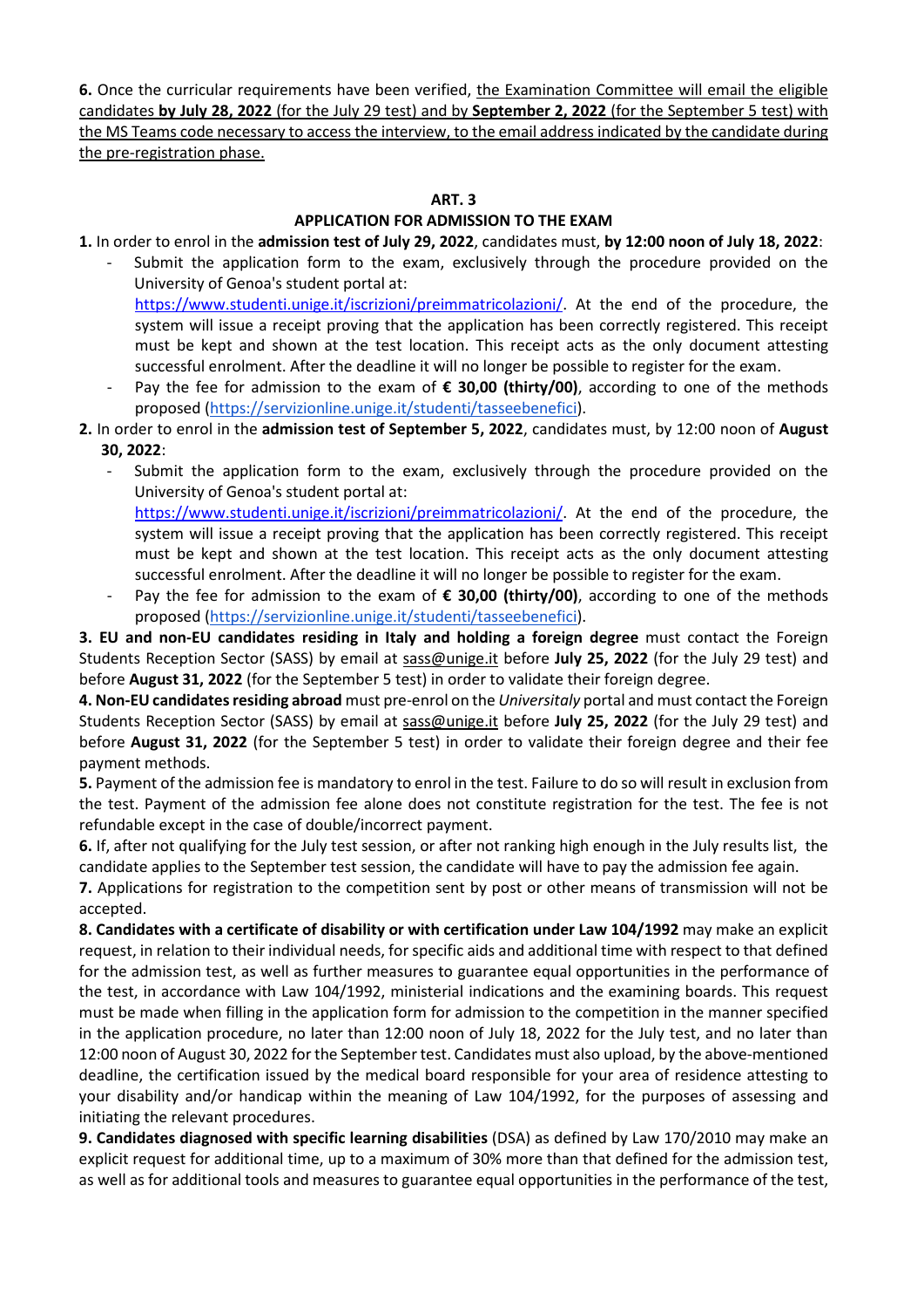**6.** Once the curricular requirements have been verified, the Examination Committee will email the eligible candidates **by July 28, 2022** (for the July 29 test) and by **September 2, 2022** (for the September 5 test) with the MS Teams code necessary to access the interview, to the email address indicated by the candidate during the pre-registration phase.

## ART. 3
## APPLICATION FOR ADMISSION TO THE EXAM

**1.** In order to enrol in the **admission test of July 29, 2022**, candidates must, **by 12:00 noon of July 18, 2022**:

- Submit the application form to the exam, exclusively through the procedure provided on the University of Genoa's student portal at: [https://www.studenti.unige.it/iscrizioni/preimmatricolazioni/](https://www.studenti.unige.it/iscrizioni/preimmatricolazioni/). At the end of the procedure, the system will issue a receipt proving that the application has been correctly registered. This receipt must be kept and shown at the test location. This receipt acts as the only document attesting successful enrolment. After the deadline it will no longer be possible to register for the exam.
- Pay the fee for admission to the exam of **€ 30,00 (thirty/00)**, according to one of the methods proposed ([https://servizionline.unige.it/studenti/tasseebenefici](https://servizionline.unige.it/studenti/tasseebenefici)).

**2.** In order to enrol in the **admission test of September 5, 2022**, candidates must, by 12:00 noon of **August 30, 2022**:

- Submit the application form to the exam, exclusively through the procedure provided on the University of Genoa's student portal at: [https://www.studenti.unige.it/iscrizioni/preimmatricolazioni/](https://www.studenti.unige.it/iscrizioni/preimmatricolazioni/). At the end of the procedure, the system will issue a receipt proving that the application has been correctly registered. This receipt must be kept and shown at the test location. This receipt acts as the only document attesting successful enrolment. After the deadline it will no longer be possible to register for the exam.
- Pay the fee for admission to the exam of **€ 30,00 (thirty/00)**, according to one of the methods proposed ([https://servizionline.unige.it/studenti/tasseebenefici](https://servizionline.unige.it/studenti/tasseebenefici)).

**3. EU and non-EU candidates residing in Italy and holding a foreign degree** must contact the Foreign Students Reception Sector (SASS) by email at sass@unige.it before **July 25, 2022** (for the July 29 test) and before **August 31, 2022** (for the September 5 test) in order to validate their foreign degree.

**4. Non-EU candidates residing abroad** must pre-enrol on the *Universitaly* portal and must contact the Foreign Students Reception Sector (SASS) by email at sass@unige.it before **July 25, 2022** (for the July 29 test) and before **August 31, 2022** (for the September 5 test) in order to validate their foreign degree and their fee payment methods.

**5.** Payment of the admission fee is mandatory to enrol in the test. Failure to do so will result in exclusion from the test. Payment of the admission fee alone does not constitute registration for the test. The fee is not refundable except in the case of double/incorrect payment.

**6.** If, after not qualifying for the July test session, or after not ranking high enough in the July results list, the candidate applies to the September test session, the candidate will have to pay the admission fee again.

**7.** Applications for registration to the competition sent by post or other means of transmission will not be accepted.

**8. Candidates with a certificate of disability or with certification under Law 104/1992** may make an explicit request, in relation to their individual needs, for specific aids and additional time with respect to that defined for the admission test, as well as further measures to guarantee equal opportunities in the performance of the test, in accordance with Law 104/1992, ministerial indications and the examining boards. This request must be made when filling in the application form for admission to the competition in the manner specified in the application procedure, no later than 12:00 noon of July 18, 2022 for the July test, and no later than 12:00 noon of August 30, 2022 for the September test. Candidates must also upload, by the above-mentioned deadline, the certification issued by the medical board responsible for your area of residence attesting to your disability and/or handicap within the meaning of Law 104/1992, for the purposes of assessing and initiating the relevant procedures.

**9. Candidates diagnosed with specific learning disabilities** (DSA) as defined by Law 170/2010 may make an explicit request for additional time, up to a maximum of 30% more than that defined for the admission test, as well as for additional tools and measures to guarantee equal opportunities in the performance of the test,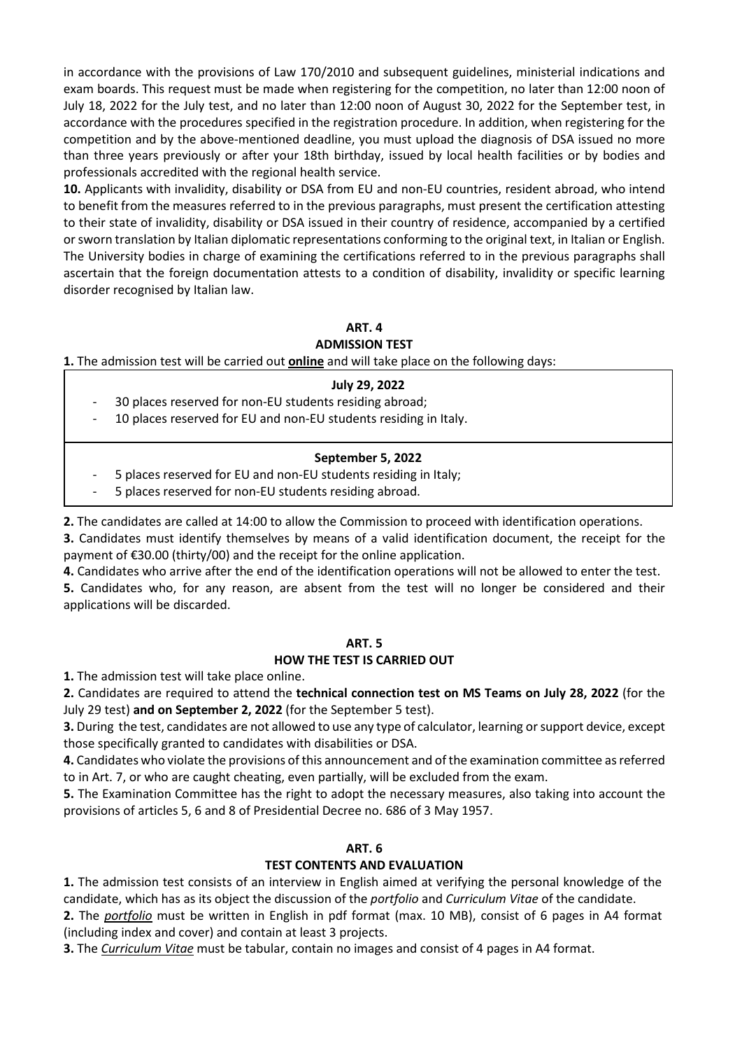in accordance with the provisions of Law 170/2010 and subsequent guidelines, ministerial indications and exam boards. This request must be made when registering for the competition, no later than 12:00 noon of July 18, 2022 for the July test, and no later than 12:00 noon of August 30, 2022 for the September test, in accordance with the procedures specified in the registration procedure. In addition, when registering for the competition and by the above-mentioned deadline, you must upload the diagnosis of DSA issued no more than three years previously or after your 18th birthday, issued by local health facilities or by bodies and professionals accredited with the regional health service.

**10.** Applicants with invalidity, disability or DSA from EU and non-EU countries, resident abroad, who intend to benefit from the measures referred to in the previous paragraphs, must present the certification attesting to their state of invalidity, disability or DSA issued in their country of residence, accompanied by a certified or sworn translation by Italian diplomatic representations conforming to the original text, in Italian or English. The University bodies in charge of examining the certifications referred to in the previous paragraphs shall ascertain that the foreign documentation attests to a condition of disability, invalidity or specific learning disorder recognised by Italian law.

## ART. 4
## ADMISSION TEST

**1.** The admission test will be carried out **online** and will take place on the following days:

**July 29, 2022**

- 30 places reserved for non-EU students residing abroad;
- 10 places reserved for EU and non-EU students residing in Italy.

**September 5, 2022**

- 5 places reserved for EU and non-EU students residing in Italy;
- 5 places reserved for non-EU students residing abroad.

**2.** The candidates are called at 14:00 to allow the Commission to proceed with identification operations.

**3.** Candidates must identify themselves by means of a valid identification document, the receipt for the payment of €30.00 (thirty/00) and the receipt for the online application.

**4.** Candidates who arrive after the end of the identification operations will not be allowed to enter the test.

**5.** Candidates who, for any reason, are absent from the test will no longer be considered and their applications will be discarded.

## ART. 5
## HOW THE TEST IS CARRIED OUT

**1.** The admission test will take place online.

**2.** Candidates are required to attend the **technical connection test on MS Teams on July 28, 2022** (for the July 29 test) **and on September 2, 2022** (for the September 5 test).

**3.** During the test, candidates are not allowed to use any type of calculator, learning or support device, except those specifically granted to candidates with disabilities or DSA.

**4.** Candidates who violate the provisions of this announcement and of the examination committee as referred to in Art. 7, or who are caught cheating, even partially, will be excluded from the exam.

**5.** The Examination Committee has the right to adopt the necessary measures, also taking into account the provisions of articles 5, 6 and 8 of Presidential Decree no. 686 of 3 May 1957.

## ART. 6
## TEST CONTENTS AND EVALUATION

**1.** The admission test consists of an interview in English aimed at verifying the personal knowledge of the candidate, which has as its object the discussion of the *portfolio* and *Curriculum Vitae* of the candidate.

**2.** The *portfolio* must be written in English in pdf format (max. 10 MB), consist of 6 pages in A4 format (including index and cover) and contain at least 3 projects.

**3.** The *Curriculum Vitae* must be tabular, contain no images and consist of 4 pages in A4 format.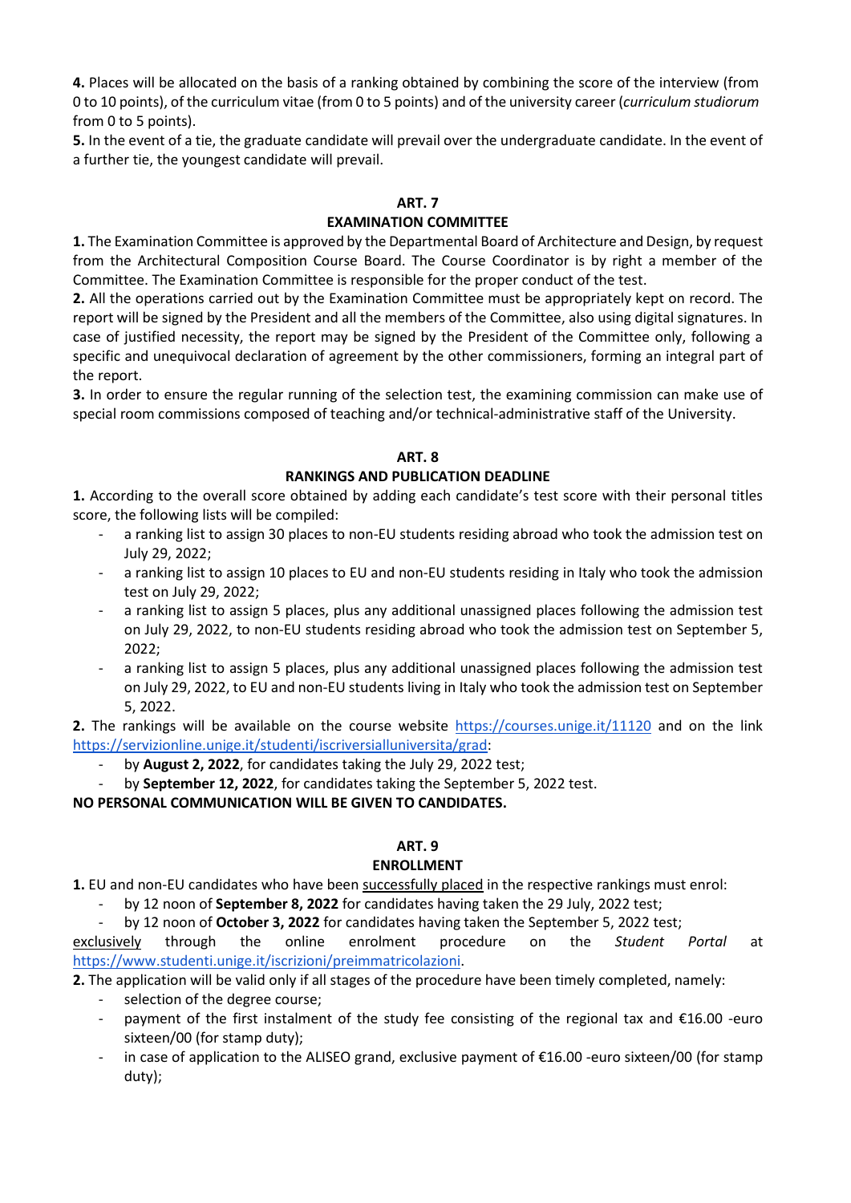**4.** Places will be allocated on the basis of a ranking obtained by combining the score of the interview (from 0 to 10 points), of the curriculum vitae (from 0 to 5 points) and of the university career (*curriculum studiorum* from 0 to 5 points).

**5.** In the event of a tie, the graduate candidate will prevail over the undergraduate candidate. In the event of a further tie, the youngest candidate will prevail.

## ART. 7
## EXAMINATION COMMITTEE

**1.** The Examination Committee is approved by the Departmental Board of Architecture and Design, by request from the Architectural Composition Course Board. The Course Coordinator is by right a member of the Committee. The Examination Committee is responsible for the proper conduct of the test.

**2.** All the operations carried out by the Examination Committee must be appropriately kept on record. The report will be signed by the President and all the members of the Committee, also using digital signatures. In case of justified necessity, the report may be signed by the President of the Committee only, following a specific and unequivocal declaration of agreement by the other commissioners, forming an integral part of the report.

**3.** In order to ensure the regular running of the selection test, the examining commission can make use of special room commissions composed of teaching and/or technical-administrative staff of the University.

## ART. 8
## RANKINGS AND PUBLICATION DEADLINE

**1.** According to the overall score obtained by adding each candidate's test score with their personal titles score, the following lists will be compiled:

- a ranking list to assign 30 places to non-EU students residing abroad who took the admission test on July 29, 2022;
- a ranking list to assign 10 places to EU and non-EU students residing in Italy who took the admission test on July 29, 2022;
- a ranking list to assign 5 places, plus any additional unassigned places following the admission test on July 29, 2022, to non-EU students residing abroad who took the admission test on September 5, 2022;
- a ranking list to assign 5 places, plus any additional unassigned places following the admission test on July 29, 2022, to EU and non-EU students living in Italy who took the admission test on September 5, 2022.

**2.** The rankings will be available on the course website https://courses.unige.it/11120 and on the link https://servizionline.unige.it/studenti/iscriversialluniversita/grad:

- by **August 2, 2022**, for candidates taking the July 29, 2022 test;
- by **September 12, 2022**, for candidates taking the September 5, 2022 test.

**NO PERSONAL COMMUNICATION WILL BE GIVEN TO CANDIDATES.**

## ART. 9
## ENROLLMENT

**1.** EU and non-EU candidates who have been successfully placed in the respective rankings must enrol:

- by 12 noon of **September 8, 2022** for candidates having taken the 29 July, 2022 test;
- by 12 noon of **October 3, 2022** for candidates having taken the September 5, 2022 test;

exclusively through the online enrolment procedure on the *Student Portal* at https://www.studenti.unige.it/iscrizioni/preimmatricolazioni.

**2.** The application will be valid only if all stages of the procedure have been timely completed, namely:

- selection of the degree course;
- payment of the first instalment of the study fee consisting of the regional tax and €16.00 -euro sixteen/00 (for stamp duty);
- in case of application to the ALISEO grand, exclusive payment of €16.00 -euro sixteen/00 (for stamp duty);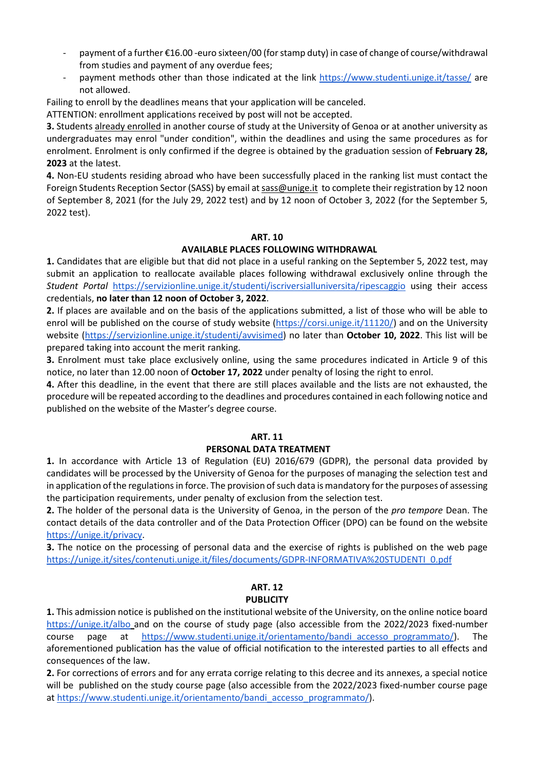- payment of a further €16.00 -euro sixteen/00 (for stamp duty) in case of change of course/withdrawal from studies and payment of any overdue fees;
- payment methods other than those indicated at the link https://www.studenti.unige.it/tasse/ are not allowed.

Failing to enroll by the deadlines means that your application will be canceled.

ATTENTION: enrollment applications received by post will not be accepted.

**3.** Students already enrolled in another course of study at the University of Genoa or at another university as undergraduates may enrol "under condition", within the deadlines and using the same procedures as for enrolment. Enrolment is only confirmed if the degree is obtained by the graduation session of **February 28, 2023** at the latest.

**4.** Non-EU students residing abroad who have been successfully placed in the ranking list must contact the Foreign Students Reception Sector (SASS) by email at sass@unige.it to complete their registration by 12 noon of September 8, 2021 (for the July 29, 2022 test) and by 12 noon of October 3, 2022 (for the September 5, 2022 test).

## ART. 10
## AVAILABLE PLACES FOLLOWING WITHDRAWAL

**1.** Candidates that are eligible but that did not place in a useful ranking on the September 5, 2022 test, may submit an application to reallocate available places following withdrawal exclusively online through the *Student Portal* https://servizionline.unige.it/studenti/iscriversialluniversita/ripescaggio using their access credentials, **no later than 12 noon of October 3, 2022**.

**2.** If places are available and on the basis of the applications submitted, a list of those who will be able to enrol will be published on the course of study website (https://corsi.unige.it/11120/) and on the University website (https://servizionline.unige.it/studenti/avvisimed) no later than **October 10, 2022**. This list will be prepared taking into account the merit ranking.

**3.** Enrolment must take place exclusively online, using the same procedures indicated in Article 9 of this notice, no later than 12.00 noon of **October 17, 2022** under penalty of losing the right to enrol.

**4.** After this deadline, in the event that there are still places available and the lists are not exhausted, the procedure will be repeated according to the deadlines and procedures contained in each following notice and published on the website of the Master's degree course.

## ART. 11
## PERSONAL DATA TREATMENT

**1.** In accordance with Article 13 of Regulation (EU) 2016/679 (GDPR), the personal data provided by candidates will be processed by the University of Genoa for the purposes of managing the selection test and in application of the regulations in force. The provision of such data is mandatory for the purposes of assessing the participation requirements, under penalty of exclusion from the selection test.

**2.** The holder of the personal data is the University of Genoa, in the person of the *pro tempore* Dean. The contact details of the data controller and of the Data Protection Officer (DPO) can be found on the website https://unige.it/privacy.

**3.** The notice on the processing of personal data and the exercise of rights is published on the web page https://unige.it/sites/contenuti.unige.it/files/documents/GDPR-INFORMATIVA%20STUDENTI_0.pdf

## ART. 12
## PUBLICITY

**1.** This admission notice is published on the institutional website of the University, on the online notice board https://unige.it/albo and on the course of study page (also accessible from the 2022/2023 fixed-number course page at https://www.studenti.unige.it/orientamento/bandi_accesso_programmato/). The aforementioned publication has the value of official notification to the interested parties to all effects and consequences of the law.

**2.** For corrections of errors and for any errata corrige relating to this decree and its annexes, a special notice will be published on the study course page (also accessible from the 2022/2023 fixed-number course page at https://www.studenti.unige.it/orientamento/bandi_accesso_programmato/).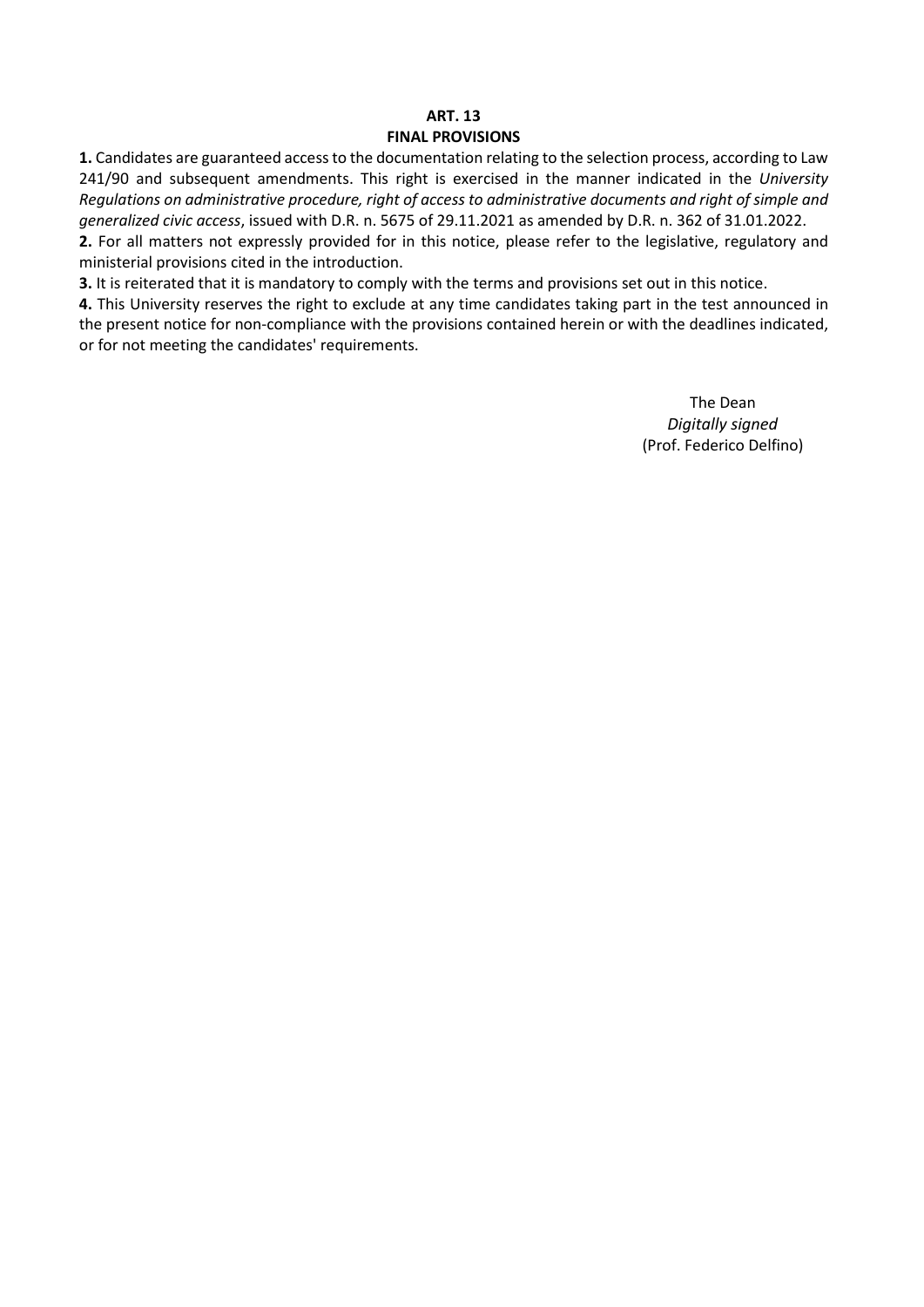## ART. 13
## FINAL PROVISIONS

**1.** Candidates are guaranteed access to the documentation relating to the selection process, according to Law 241/90 and subsequent amendments. This right is exercised in the manner indicated in the *University Regulations on administrative procedure, right of access to administrative documents and right of simple and generalized civic access*, issued with D.R. n. 5675 of 29.11.2021 as amended by D.R. n. 362 of 31.01.2022.

**2.** For all matters not expressly provided for in this notice, please refer to the legislative, regulatory and ministerial provisions cited in the introduction.

**3.** It is reiterated that it is mandatory to comply with the terms and provisions set out in this notice.

**4.** This University reserves the right to exclude at any time candidates taking part in the test announced in the present notice for non-compliance with the provisions contained herein or with the deadlines indicated, or for not meeting the candidates' requirements.

The Dean
*Digitally signed*
(Prof. Federico Delfino)